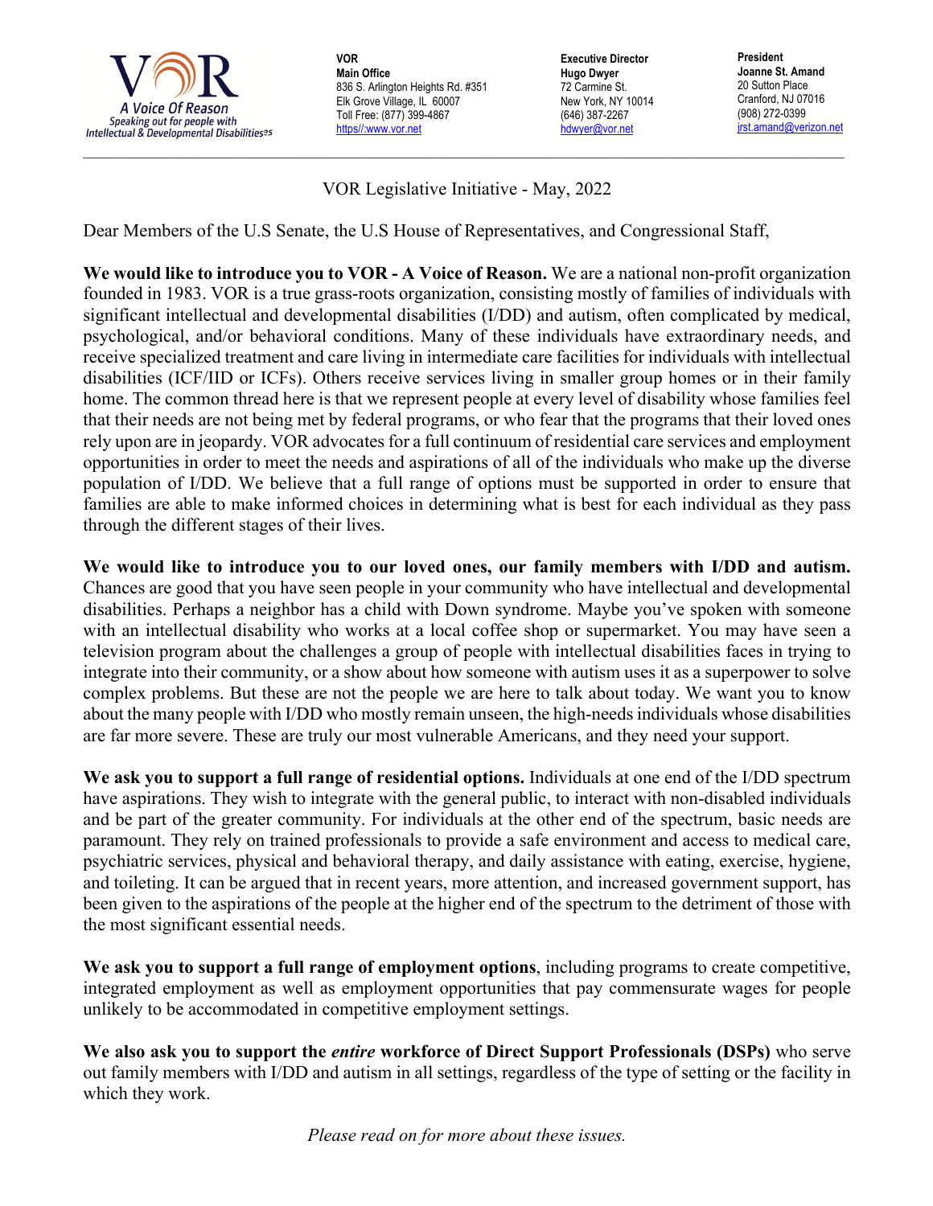VOR
A Voice Of Reason
Speaking out for people with Intellectual & Developmental Disabilities

**VOR**
**Main Office**
836 S. Arlington Heights Rd. #351
Elk Grove Village, IL 60007
Toll Free: (877) 399-4867
https//:www.vor.net

**Executive Director**
**Hugo Dwyer**
72 Carmine St.
New York, NY 10014
(646) 387-2267
hdwyer@vor.net

**President**
**Joanne St. Amand**
20 Sutton Place
Cranford, NJ 07016
(908) 272-0399
jrst.amand@verizon.net

---

VOR Legislative Initiative - May, 2022

Dear Members of the U.S Senate, the U.S House of Representatives, and Congressional Staff,

**We would like to introduce you to VOR - A Voice of Reason.** We are a national non-profit organization founded in 1983. VOR is a true grass-roots organization, consisting mostly of families of individuals with significant intellectual and developmental disabilities (I/DD) and autism, often complicated by medical, psychological, and/or behavioral conditions. Many of these individuals have extraordinary needs, and receive specialized treatment and care living in intermediate care facilities for individuals with intellectual disabilities (ICF/IID or ICFs). Others receive services living in smaller group homes or in their family home. The common thread here is that we represent people at every level of disability whose families feel that their needs are not being met by federal programs, or who fear that the programs that their loved ones rely upon are in jeopardy. VOR advocates for a full continuum of residential care services and employment opportunities in order to meet the needs and aspirations of all of the individuals who make up the diverse population of I/DD. We believe that a full range of options must be supported in order to ensure that families are able to make informed choices in determining what is best for each individual as they pass through the different stages of their lives.

**We would like to introduce you to our loved ones, our family members with I/DD and autism.** Chances are good that you have seen people in your community who have intellectual and developmental disabilities. Perhaps a neighbor has a child with Down syndrome. Maybe you've spoken with someone with an intellectual disability who works at a local coffee shop or supermarket. You may have seen a television program about the challenges a group of people with intellectual disabilities faces in trying to integrate into their community, or a show about how someone with autism uses it as a superpower to solve complex problems. But these are not the people we are here to talk about today. We want you to know about the many people with I/DD who mostly remain unseen, the high-needs individuals whose disabilities are far more severe. These are truly our most vulnerable Americans, and they need your support.

**We ask you to support a full range of residential options.** Individuals at one end of the I/DD spectrum have aspirations. They wish to integrate with the general public, to interact with non-disabled individuals and be part of the greater community. For individuals at the other end of the spectrum, basic needs are paramount. They rely on trained professionals to provide a safe environment and access to medical care, psychiatric services, physical and behavioral therapy, and daily assistance with eating, exercise, hygiene, and toileting. It can be argued that in recent years, more attention, and increased government support, has been given to the aspirations of the people at the higher end of the spectrum to the detriment of those with the most significant essential needs.

**We ask you to support a full range of employment options**, including programs to create competitive, integrated employment as well as employment opportunities that pay commensurate wages for people unlikely to be accommodated in competitive employment settings.

**We also ask you to support the *entire* workforce of Direct Support Professionals (DSPs)** who serve out family members with I/DD and autism in all settings, regardless of the type of setting or the facility in which they work.

*Please read on for more about these issues.*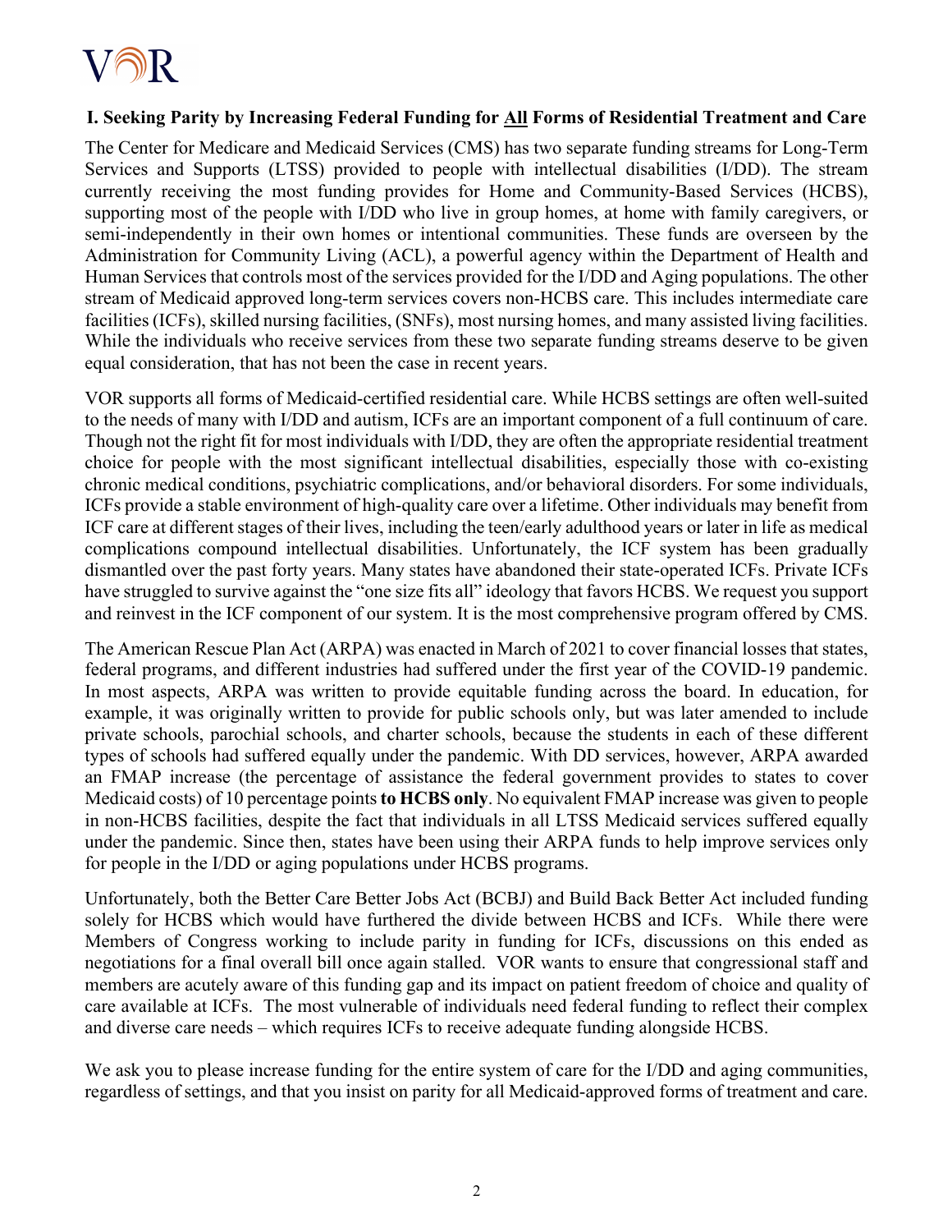## I. Seeking Parity by Increasing Federal Funding for All Forms of Residential Treatment and Care

The Center for Medicare and Medicaid Services (CMS) has two separate funding streams for Long-Term Services and Supports (LTSS) provided to people with intellectual disabilities (I/DD). The stream currently receiving the most funding provides for Home and Community-Based Services (HCBS), supporting most of the people with I/DD who live in group homes, at home with family caregivers, or semi-independently in their own homes or intentional communities. These funds are overseen by the Administration for Community Living (ACL), a powerful agency within the Department of Health and Human Services that controls most of the services provided for the I/DD and Aging populations. The other stream of Medicaid approved long-term services covers non-HCBS care. This includes intermediate care facilities (ICFs), skilled nursing facilities, (SNFs), most nursing homes, and many assisted living facilities. While the individuals who receive services from these two separate funding streams deserve to be given equal consideration, that has not been the case in recent years.

VOR supports all forms of Medicaid-certified residential care. While HCBS settings are often well-suited to the needs of many with I/DD and autism, ICFs are an important component of a full continuum of care. Though not the right fit for most individuals with I/DD, they are often the appropriate residential treatment choice for people with the most significant intellectual disabilities, especially those with co-existing chronic medical conditions, psychiatric complications, and/or behavioral disorders. For some individuals, ICFs provide a stable environment of high-quality care over a lifetime. Other individuals may benefit from ICF care at different stages of their lives, including the teen/early adulthood years or later in life as medical complications compound intellectual disabilities. Unfortunately, the ICF system has been gradually dismantled over the past forty years. Many states have abandoned their state-operated ICFs. Private ICFs have struggled to survive against the "one size fits all" ideology that favors HCBS. We request you support and reinvest in the ICF component of our system. It is the most comprehensive program offered by CMS.

The American Rescue Plan Act (ARPA) was enacted in March of 2021 to cover financial losses that states, federal programs, and different industries had suffered under the first year of the COVID-19 pandemic. In most aspects, ARPA was written to provide equitable funding across the board. In education, for example, it was originally written to provide for public schools only, but was later amended to include private schools, parochial schools, and charter schools, because the students in each of these different types of schools had suffered equally under the pandemic. With DD services, however, ARPA awarded an FMAP increase (the percentage of assistance the federal government provides to states to cover Medicaid costs) of 10 percentage points **to HCBS only**. No equivalent FMAP increase was given to people in non-HCBS facilities, despite the fact that individuals in all LTSS Medicaid services suffered equally under the pandemic. Since then, states have been using their ARPA funds to help improve services only for people in the I/DD or aging populations under HCBS programs.

Unfortunately, both the Better Care Better Jobs Act (BCBJ) and Build Back Better Act included funding solely for HCBS which would have furthered the divide between HCBS and ICFs. While there were Members of Congress working to include parity in funding for ICFs, discussions on this ended as negotiations for a final overall bill once again stalled. VOR wants to ensure that congressional staff and members are acutely aware of this funding gap and its impact on patient freedom of choice and quality of care available at ICFs. The most vulnerable of individuals need federal funding to reflect their complex and diverse care needs – which requires ICFs to receive adequate funding alongside HCBS.

We ask you to please increase funding for the entire system of care for the I/DD and aging communities, regardless of settings, and that you insist on parity for all Medicaid-approved forms of treatment and care.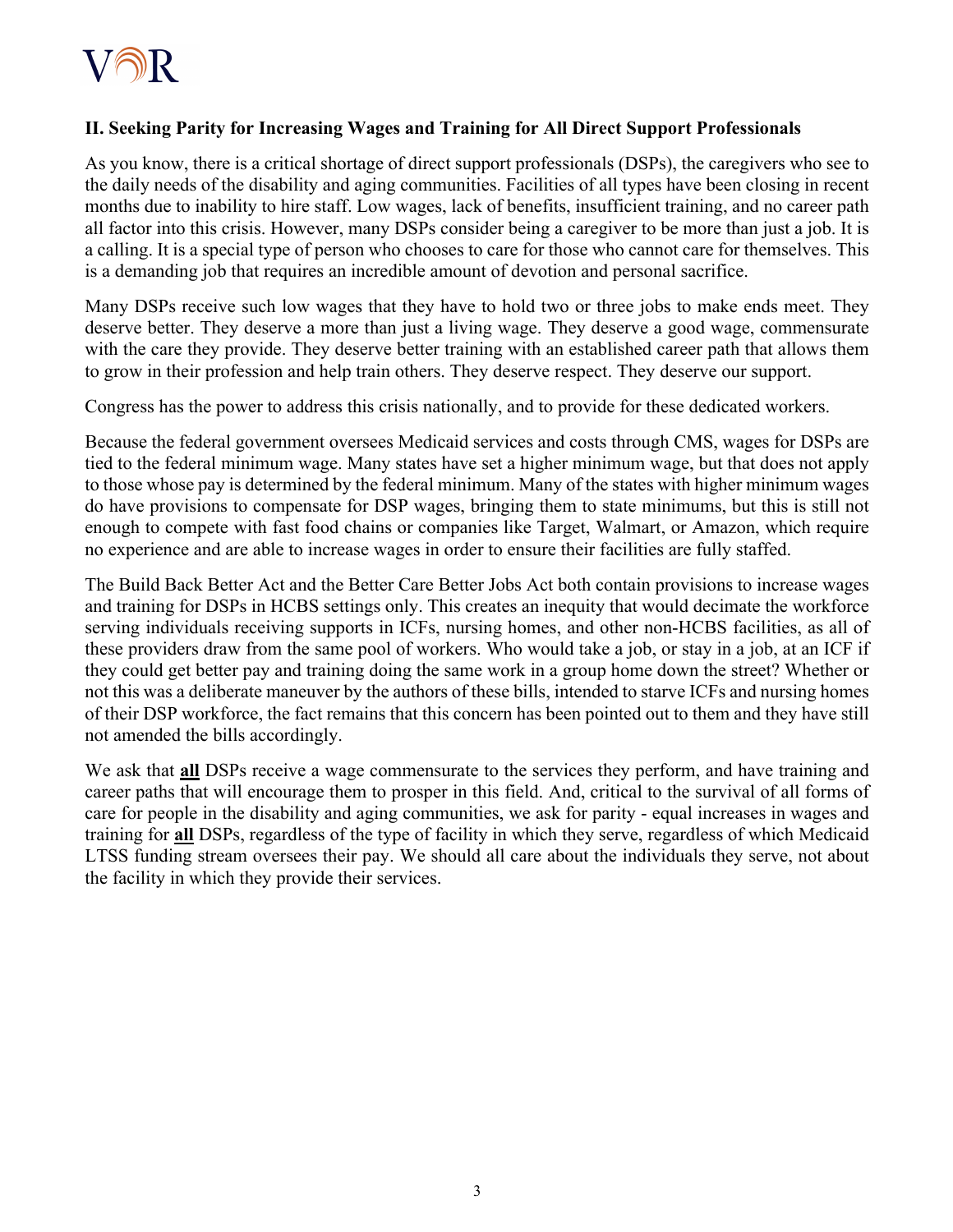## II. Seeking Parity for Increasing Wages and Training for All Direct Support Professionals

As you know, there is a critical shortage of direct support professionals (DSPs), the caregivers who see to the daily needs of the disability and aging communities. Facilities of all types have been closing in recent months due to inability to hire staff. Low wages, lack of benefits, insufficient training, and no career path all factor into this crisis. However, many DSPs consider being a caregiver to be more than just a job. It is a calling. It is a special type of person who chooses to care for those who cannot care for themselves. This is a demanding job that requires an incredible amount of devotion and personal sacrifice.

Many DSPs receive such low wages that they have to hold two or three jobs to make ends meet. They deserve better. They deserve a more than just a living wage. They deserve a good wage, commensurate with the care they provide. They deserve better training with an established career path that allows them to grow in their profession and help train others. They deserve respect. They deserve our support.

Congress has the power to address this crisis nationally, and to provide for these dedicated workers.

Because the federal government oversees Medicaid services and costs through CMS, wages for DSPs are tied to the federal minimum wage. Many states have set a higher minimum wage, but that does not apply to those whose pay is determined by the federal minimum. Many of the states with higher minimum wages do have provisions to compensate for DSP wages, bringing them to state minimums, but this is still not enough to compete with fast food chains or companies like Target, Walmart, or Amazon, which require no experience and are able to increase wages in order to ensure their facilities are fully staffed.

The Build Back Better Act and the Better Care Better Jobs Act both contain provisions to increase wages and training for DSPs in HCBS settings only. This creates an inequity that would decimate the workforce serving individuals receiving supports in ICFs, nursing homes, and other non-HCBS facilities, as all of these providers draw from the same pool of workers. Who would take a job, or stay in a job, at an ICF if they could get better pay and training doing the same work in a group home down the street? Whether or not this was a deliberate maneuver by the authors of these bills, intended to starve ICFs and nursing homes of their DSP workforce, the fact remains that this concern has been pointed out to them and they have still not amended the bills accordingly.

We ask that **<u>all</u>** DSPs receive a wage commensurate to the services they perform, and have training and career paths that will encourage them to prosper in this field. And, critical to the survival of all forms of care for people in the disability and aging communities, we ask for parity - equal increases in wages and training for **<u>all</u>** DSPs, regardless of the type of facility in which they serve, regardless of which Medicaid LTSS funding stream oversees their pay. We should all care about the individuals they serve, not about the facility in which they provide their services.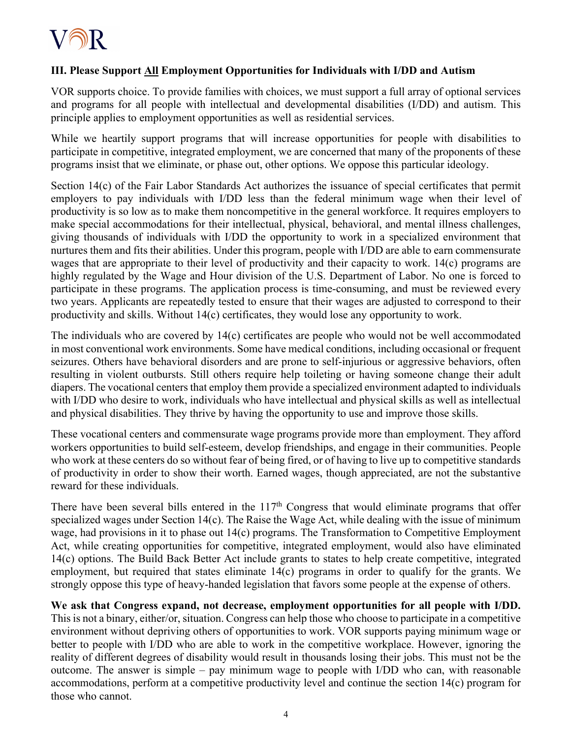### III. Please Support All Employment Opportunities for Individuals with I/DD and Autism

VOR supports choice. To provide families with choices, we must support a full array of optional services and programs for all people with intellectual and developmental disabilities (I/DD) and autism. This principle applies to employment opportunities as well as residential services.

While we heartily support programs that will increase opportunities for people with disabilities to participate in competitive, integrated employment, we are concerned that many of the proponents of these programs insist that we eliminate, or phase out, other options. We oppose this particular ideology.

Section 14(c) of the Fair Labor Standards Act authorizes the issuance of special certificates that permit employers to pay individuals with I/DD less than the federal minimum wage when their level of productivity is so low as to make them noncompetitive in the general workforce. It requires employers to make special accommodations for their intellectual, physical, behavioral, and mental illness challenges, giving thousands of individuals with I/DD the opportunity to work in a specialized environment that nurtures them and fits their abilities. Under this program, people with I/DD are able to earn commensurate wages that are appropriate to their level of productivity and their capacity to work. 14(c) programs are highly regulated by the Wage and Hour division of the U.S. Department of Labor. No one is forced to participate in these programs. The application process is time-consuming, and must be reviewed every two years. Applicants are repeatedly tested to ensure that their wages are adjusted to correspond to their productivity and skills. Without 14(c) certificates, they would lose any opportunity to work.

The individuals who are covered by 14(c) certificates are people who would not be well accommodated in most conventional work environments. Some have medical conditions, including occasional or frequent seizures. Others have behavioral disorders and are prone to self-injurious or aggressive behaviors, often resulting in violent outbursts. Still others require help toileting or having someone change their adult diapers. The vocational centers that employ them provide a specialized environment adapted to individuals with I/DD who desire to work, individuals who have intellectual and physical skills as well as intellectual and physical disabilities. They thrive by having the opportunity to use and improve those skills.

These vocational centers and commensurate wage programs provide more than employment. They afford workers opportunities to build self-esteem, develop friendships, and engage in their communities. People who work at these centers do so without fear of being fired, or of having to live up to competitive standards of productivity in order to show their worth. Earned wages, though appreciated, are not the substantive reward for these individuals.

There have been several bills entered in the 117th Congress that would eliminate programs that offer specialized wages under Section 14(c). The Raise the Wage Act, while dealing with the issue of minimum wage, had provisions in it to phase out 14(c) programs. The Transformation to Competitive Employment Act, while creating opportunities for competitive, integrated employment, would also have eliminated 14(c) options. The Build Back Better Act include grants to states to help create competitive, integrated employment, but required that states eliminate 14(c) programs in order to qualify for the grants. We strongly oppose this type of heavy-handed legislation that favors some people at the expense of others.

**We ask that Congress expand, not decrease, employment opportunities for all people with I/DD.** This is not a binary, either/or, situation. Congress can help those who choose to participate in a competitive environment without depriving others of opportunities to work. VOR supports paying minimum wage or better to people with I/DD who are able to work in the competitive workplace. However, ignoring the reality of different degrees of disability would result in thousands losing their jobs. This must not be the outcome. The answer is simple – pay minimum wage to people with I/DD who can, with reasonable accommodations, perform at a competitive productivity level and continue the section 14(c) program for those who cannot.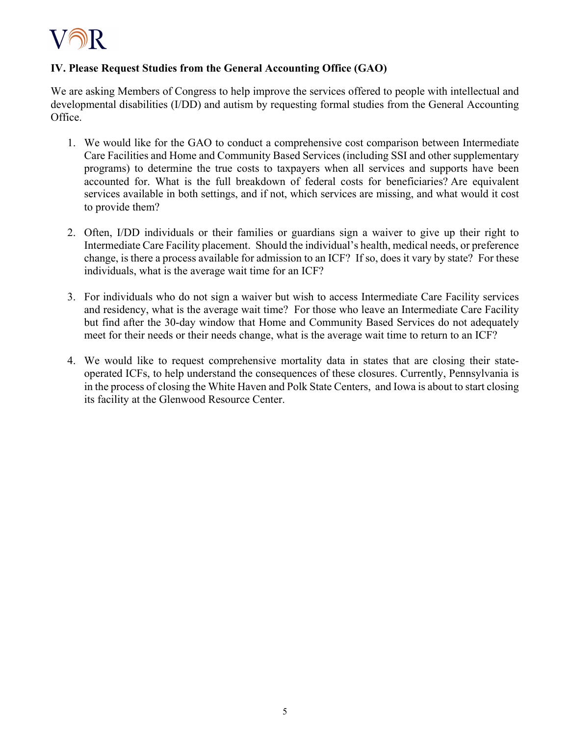### IV. Please Request Studies from the General Accounting Office (GAO)

We are asking Members of Congress to help improve the services offered to people with intellectual and developmental disabilities (I/DD) and autism by requesting formal studies from the General Accounting Office.

1. We would like for the GAO to conduct a comprehensive cost comparison between Intermediate Care Facilities and Home and Community Based Services (including SSI and other supplementary programs) to determine the true costs to taxpayers when all services and supports have been accounted for. What is the full breakdown of federal costs for beneficiaries? Are equivalent services available in both settings, and if not, which services are missing, and what would it cost to provide them?

2. Often, I/DD individuals or their families or guardians sign a waiver to give up their right to Intermediate Care Facility placement. Should the individual's health, medical needs, or preference change, is there a process available for admission to an ICF? If so, does it vary by state? For these individuals, what is the average wait time for an ICF?

3. For individuals who do not sign a waiver but wish to access Intermediate Care Facility services and residency, what is the average wait time? For those who leave an Intermediate Care Facility but find after the 30-day window that Home and Community Based Services do not adequately meet for their needs or their needs change, what is the average wait time to return to an ICF?

4. We would like to request comprehensive mortality data in states that are closing their state-operated ICFs, to help understand the consequences of these closures. Currently, Pennsylvania is in the process of closing the White Haven and Polk State Centers, and Iowa is about to start closing its facility at the Glenwood Resource Center.